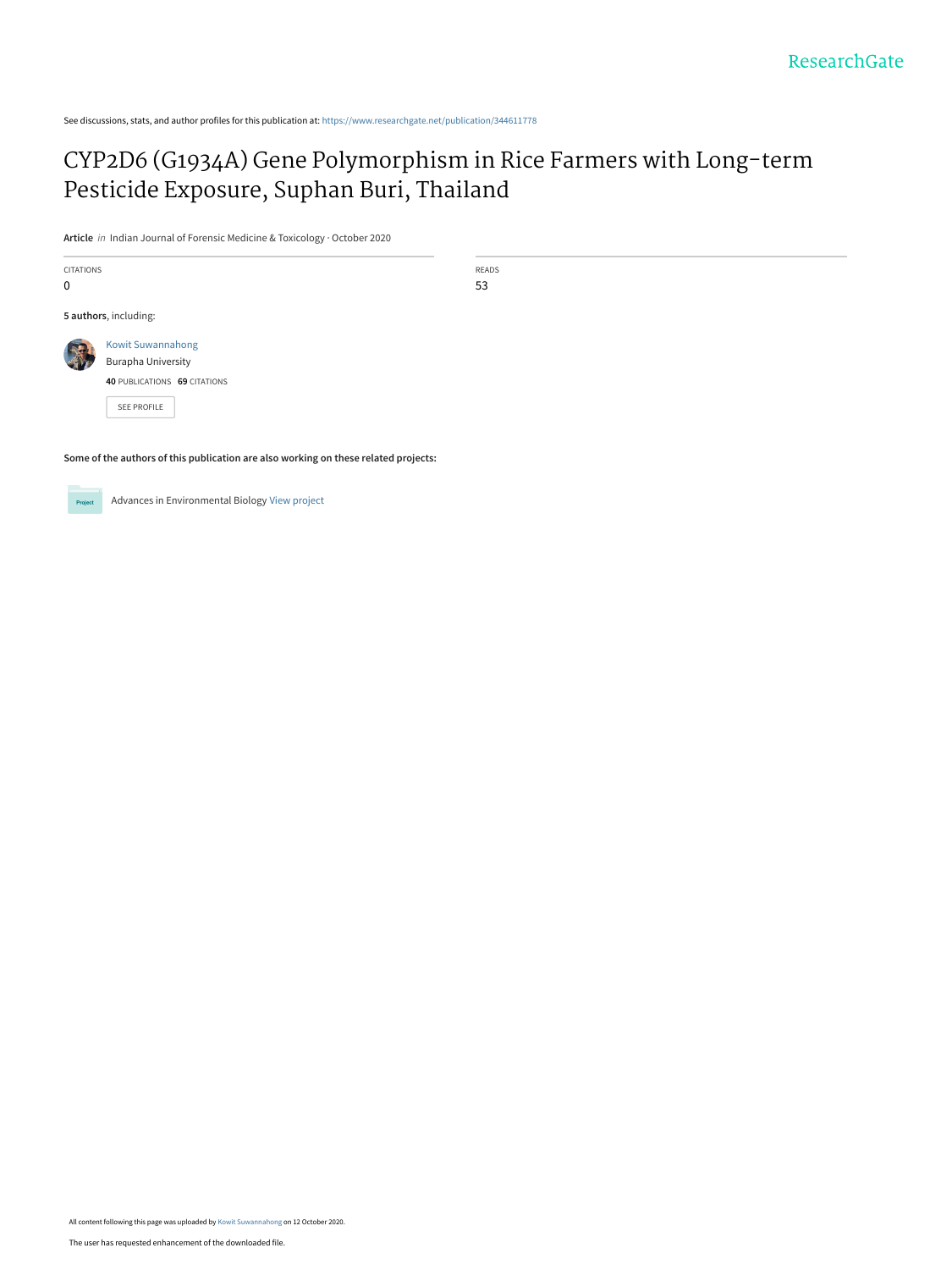See discussions, stats, and author profiles for this publication at: https://www.researchgate.net/publication/344611778

# CYP2D6 (G1934A) Gene Polymorphism in Rice Farmers with Long-term Pesticide Exposure, Suphan Buri, Thailand

**Article** *in* Indian Journal of Forensic Medicine & Toxicology · October 2020

CITATIONS
0

READS
53

**5 authors**, including:

Kowit Suwannahong
Burapha University
**40** PUBLICATIONS **69** CITATIONS

SEE PROFILE

**Some of the authors of this publication are also working on these related projects:**

Project: Advances in Environmental Biology View project

All content following this page was uploaded by Kowit Suwannahong on 12 October 2020.

The user has requested enhancement of the downloaded file.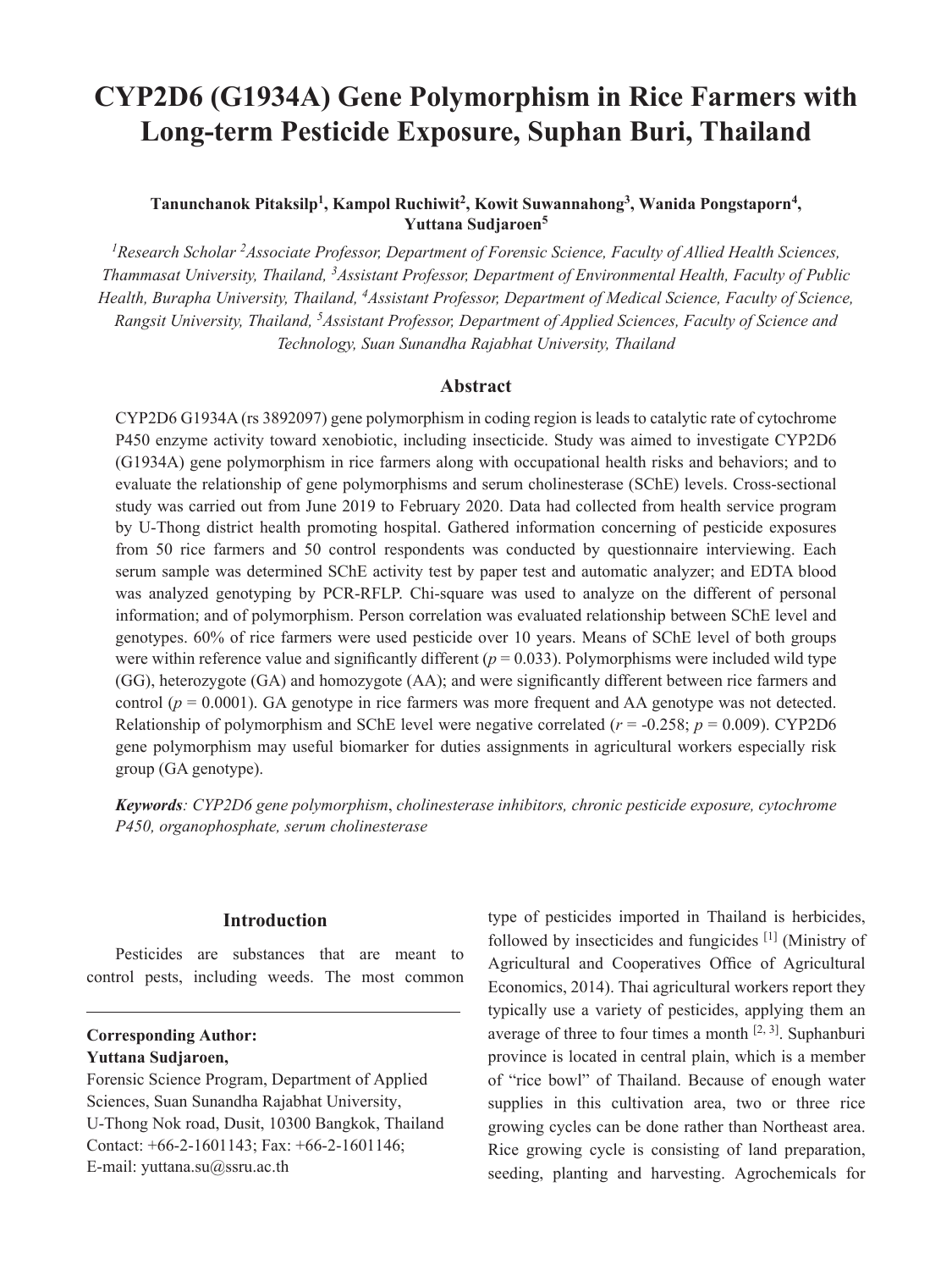# CYP2D6 (G1934A) Gene Polymorphism in Rice Farmers with Long-term Pesticide Exposure, Suphan Buri, Thailand

**Tanunchanok Pitaksilp[1], Kampol Ruchiwit[2], Kowit Suwannahong[3], Wanida Pongstaporn[4], Yuttana Sudjaroen[5]**

*[1]Research Scholar [2]Associate Professor, Department of Forensic Science, Faculty of Allied Health Sciences, Thammasat University, Thailand, [3]Assistant Professor, Department of Environmental Health, Faculty of Public Health, Burapha University, Thailand, [4]Assistant Professor, Department of Medical Science, Faculty of Science, Rangsit University, Thailand, [5]Assistant Professor, Department of Applied Sciences, Faculty of Science and Technology, Suan Sunandha Rajabhat University, Thailand*

## Abstract

CYP2D6 G1934A (rs 3892097) gene polymorphism in coding region is leads to catalytic rate of cytochrome P450 enzyme activity toward xenobiotic, including insecticide. Study was aimed to investigate CYP2D6 (G1934A) gene polymorphism in rice farmers along with occupational health risks and behaviors; and to evaluate the relationship of gene polymorphisms and serum cholinesterase (SChE) levels. Cross-sectional study was carried out from June 2019 to February 2020. Data had collected from health service program by U-Thong district health promoting hospital. Gathered information concerning of pesticide exposures from 50 rice farmers and 50 control respondents was conducted by questionnaire interviewing. Each serum sample was determined SChE activity test by paper test and automatic analyzer; and EDTA blood was analyzed genotyping by PCR-RFLP. Chi-square was used to analyze on the different of personal information; and of polymorphism. Person correlation was evaluated relationship between SChE level and genotypes. 60% of rice farmers were used pesticide over 10 years. Means of SChE level of both groups were within reference value and significantly different ($p$ = 0.033). Polymorphisms were included wild type (GG), heterozygote (GA) and homozygote (AA); and were significantly different between rice farmers and control ($p$ = 0.0001). GA genotype in rice farmers was more frequent and AA genotype was not detected. Relationship of polymorphism and SChE level were negative correlated ($r$ = -0.258; $p$ = 0.009). CYP2D6 gene polymorphism may useful biomarker for duties assignments in agricultural workers especially risk group (GA genotype).

***Keywords**: CYP2D6 gene polymorphism, cholinesterase inhibitors, chronic pesticide exposure, cytochrome P450, organophosphate, serum cholinesterase*

## Introduction

Pesticides are substances that are meant to control pests, including weeds. The most common type of pesticides imported in Thailand is herbicides, followed by insecticides and fungicides [1] (Ministry of Agricultural and Cooperatives Office of Agricultural Economics, 2014). Thai agricultural workers report they typically use a variety of pesticides, applying them an average of three to four times a month [2, 3]. Suphanburi province is located in central plain, which is a member of "rice bowl" of Thailand. Because of enough water supplies in this cultivation area, two or three rice growing cycles can be done rather than Northeast area. Rice growing cycle is consisting of land preparation, seeding, planting and harvesting. Agrochemicals for

---

**Corresponding Author:**
**Yuttana Sudjaroen,**
Forensic Science Program, Department of Applied Sciences, Suan Sunandha Rajabhat University, U-Thong Nok road, Dusit, 10300 Bangkok, Thailand
Contact: +66-2-1601143; Fax: +66-2-1601146;
E-mail: yuttana.su@ssru.ac.th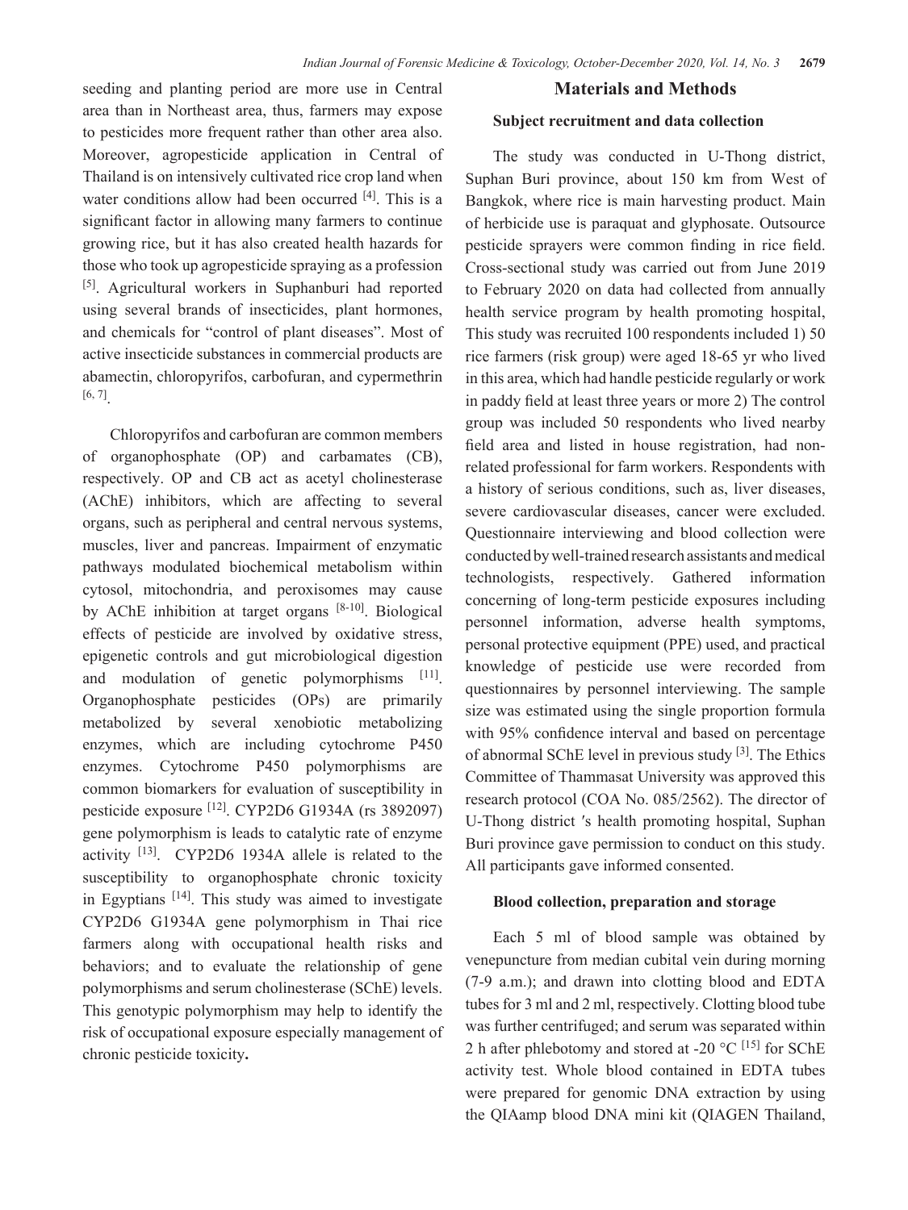seeding and planting period are more use in Central area than in Northeast area, thus, farmers may expose to pesticides more frequent rather than other area also. Moreover, agropesticide application in Central of Thailand is on intensively cultivated rice crop land when water conditions allow had been occurred [4]. This is a significant factor in allowing many farmers to continue growing rice, but it has also created health hazards for those who took up agropesticide spraying as a profession [5]. Agricultural workers in Suphanburi had reported using several brands of insecticides, plant hormones, and chemicals for "control of plant diseases". Most of active insecticide substances in commercial products are abamectin, chloropyrifos, carbofuran, and cypermethrin [6, 7].

Chloropyrifos and carbofuran are common members of organophosphate (OP) and carbamates (CB), respectively. OP and CB act as acetyl cholinesterase (AChE) inhibitors, which are affecting to several organs, such as peripheral and central nervous systems, muscles, liver and pancreas. Impairment of enzymatic pathways modulated biochemical metabolism within cytosol, mitochondria, and peroxisomes may cause by AChE inhibition at target organs [8-10]. Biological effects of pesticide are involved by oxidative stress, epigenetic controls and gut microbiological digestion and modulation of genetic polymorphisms [11]. Organophosphate pesticides (OPs) are primarily metabolized by several xenobiotic metabolizing enzymes, which are including cytochrome P450 enzymes. Cytochrome P450 polymorphisms are common biomarkers for evaluation of susceptibility in pesticide exposure [12]. CYP2D6 G1934A (rs 3892097) gene polymorphism is leads to catalytic rate of enzyme activity [13]. CYP2D6 1934A allele is related to the susceptibility to organophosphate chronic toxicity in Egyptians [14]. This study was aimed to investigate CYP2D6 G1934A gene polymorphism in Thai rice farmers along with occupational health risks and behaviors; and to evaluate the relationship of gene polymorphisms and serum cholinesterase (SChE) levels. This genotypic polymorphism may help to identify the risk of occupational exposure especially management of chronic pesticide toxicity**.**

## Materials and Methods

### Subject recruitment and data collection

The study was conducted in U-Thong district, Suphan Buri province, about 150 km from West of Bangkok, where rice is main harvesting product. Main of herbicide use is paraquat and glyphosate. Outsource pesticide sprayers were common finding in rice field. Cross-sectional study was carried out from June 2019 to February 2020 on data had collected from annually health service program by health promoting hospital, This study was recruited 100 respondents included 1) 50 rice farmers (risk group) were aged 18-65 yr who lived in this area, which had handle pesticide regularly or work in paddy field at least three years or more 2) The control group was included 50 respondents who lived nearby field area and listed in house registration, had non-related professional for farm workers. Respondents with a history of serious conditions, such as, liver diseases, severe cardiovascular diseases, cancer were excluded. Questionnaire interviewing and blood collection were conducted by well-trained research assistants and medical technologists, respectively. Gathered information concerning of long-term pesticide exposures including personnel information, adverse health symptoms, personal protective equipment (PPE) used, and practical knowledge of pesticide use were recorded from questionnaires by personnel interviewing. The sample size was estimated using the single proportion formula with 95% confidence interval and based on percentage of abnormal SChE level in previous study [3]. The Ethics Committee of Thammasat University was approved this research protocol (COA No. 085/2562). The director of U-Thong district ′s health promoting hospital, Suphan Buri province gave permission to conduct on this study. All participants gave informed consented.

### Blood collection, preparation and storage

Each 5 ml of blood sample was obtained by venepuncture from median cubital vein during morning (7-9 a.m.); and drawn into clotting blood and EDTA tubes for 3 ml and 2 ml, respectively. Clotting blood tube was further centrifuged; and serum was separated within 2 h after phlebotomy and stored at -20 °C [15] for SChE activity test. Whole blood contained in EDTA tubes were prepared for genomic DNA extraction by using the QIAamp blood DNA mini kit (QIAGEN Thailand,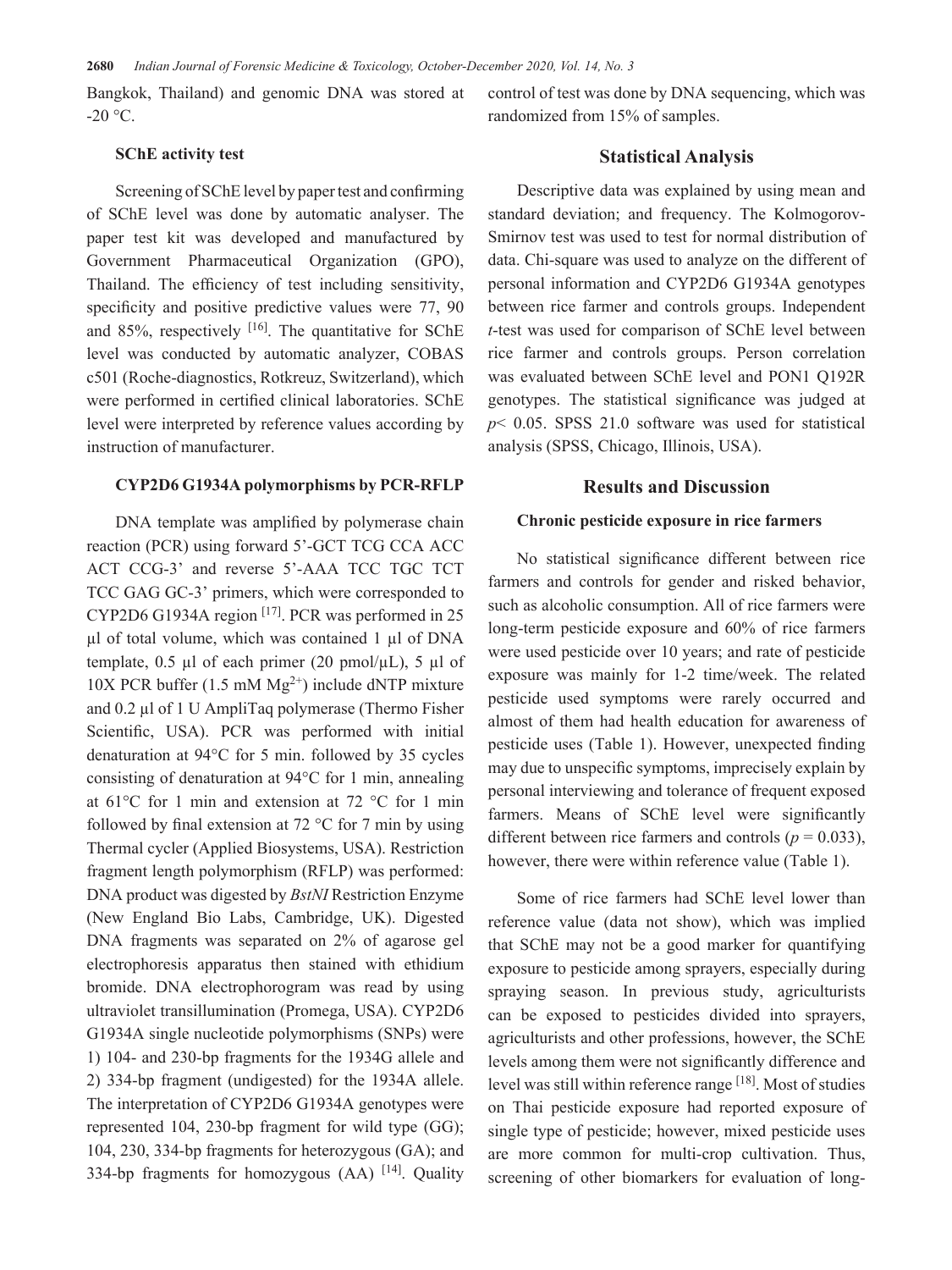Bangkok, Thailand) and genomic DNA was stored at -20 °C.

### SChE activity test

Screening of SChE level by paper test and confirming of SChE level was done by automatic analyser. The paper test kit was developed and manufactured by Government Pharmaceutical Organization (GPO), Thailand. The efficiency of test including sensitivity, specificity and positive predictive values were 77, 90 and 85%, respectively [16]. The quantitative for SChE level was conducted by automatic analyzer, COBAS c501 (Roche-diagnostics, Rotkreuz, Switzerland), which were performed in certified clinical laboratories. SChE level were interpreted by reference values according by instruction of manufacturer.

### CYP2D6 G1934A polymorphisms by PCR-RFLP

DNA template was amplified by polymerase chain reaction (PCR) using forward 5'-GCT TCG CCA ACC ACT CCG-3' and reverse 5'-AAA TCC TGC TCT TCC GAG GC-3' primers, which were corresponded to CYP2D6 G1934A region [17]. PCR was performed in 25 µl of total volume, which was contained 1 µl of DNA template, 0.5 µl of each primer (20 pmol/µL), 5 µl of 10X PCR buffer (1.5 mM $Mg^{2+}$) include dNTP mixture and 0.2 µl of 1 U AmpliTaq polymerase (Thermo Fisher Scientific, USA). PCR was performed with initial denaturation at 94°C for 5 min. followed by 35 cycles consisting of denaturation at 94°C for 1 min, annealing at 61°C for 1 min and extension at 72 °C for 1 min followed by final extension at 72 °C for 7 min by using Thermal cycler (Applied Biosystems, USA). Restriction fragment length polymorphism (RFLP) was performed: DNA product was digested by *BstNI* Restriction Enzyme (New England Bio Labs, Cambridge, UK). Digested DNA fragments was separated on 2% of agarose gel electrophoresis apparatus then stained with ethidium bromide. DNA electrophorogram was read by using ultraviolet transillumination (Promega, USA). CYP2D6 G1934A single nucleotide polymorphisms (SNPs) were 1) 104- and 230-bp fragments for the 1934G allele and 2) 334-bp fragment (undigested) for the 1934A allele. The interpretation of CYP2D6 G1934A genotypes were represented 104, 230-bp fragment for wild type (GG); 104, 230, 334-bp fragments for heterozygous (GA); and 334-bp fragments for homozygous (AA) [14]. Quality control of test was done by DNA sequencing, which was randomized from 15% of samples.

## Statistical Analysis

Descriptive data was explained by using mean and standard deviation; and frequency. The Kolmogorov-Smirnov test was used to test for normal distribution of data. Chi-square was used to analyze on the different of personal information and CYP2D6 G1934A genotypes between rice farmer and controls groups. Independent *t*-test was used for comparison of SChE level between rice farmer and controls groups. Person correlation was evaluated between SChE level and PON1 Q192R genotypes. The statistical significance was judged at $p < 0.05$. SPSS 21.0 software was used for statistical analysis (SPSS, Chicago, Illinois, USA).

## Results and Discussion

### Chronic pesticide exposure in rice farmers

No statistical significance different between rice farmers and controls for gender and risked behavior, such as alcoholic consumption. All of rice farmers were long-term pesticide exposure and 60% of rice farmers were used pesticide over 10 years; and rate of pesticide exposure was mainly for 1-2 time/week. The related pesticide used symptoms were rarely occurred and almost of them had health education for awareness of pesticide uses (Table 1). However, unexpected finding may due to unspecific symptoms, imprecisely explain by personal interviewing and tolerance of frequent exposed farmers. Means of SChE level were significantly different between rice farmers and controls ($p = 0.033$), however, there were within reference value (Table 1).

Some of rice farmers had SChE level lower than reference value (data not show), which was implied that SChE may not be a good marker for quantifying exposure to pesticide among sprayers, especially during spraying season. In previous study, agriculturists can be exposed to pesticides divided into sprayers, agriculturists and other professions, however, the SChE levels among them were not significantly difference and level was still within reference range [18]. Most of studies on Thai pesticide exposure had reported exposure of single type of pesticide; however, mixed pesticide uses are more common for multi-crop cultivation. Thus, screening of other biomarkers for evaluation of long-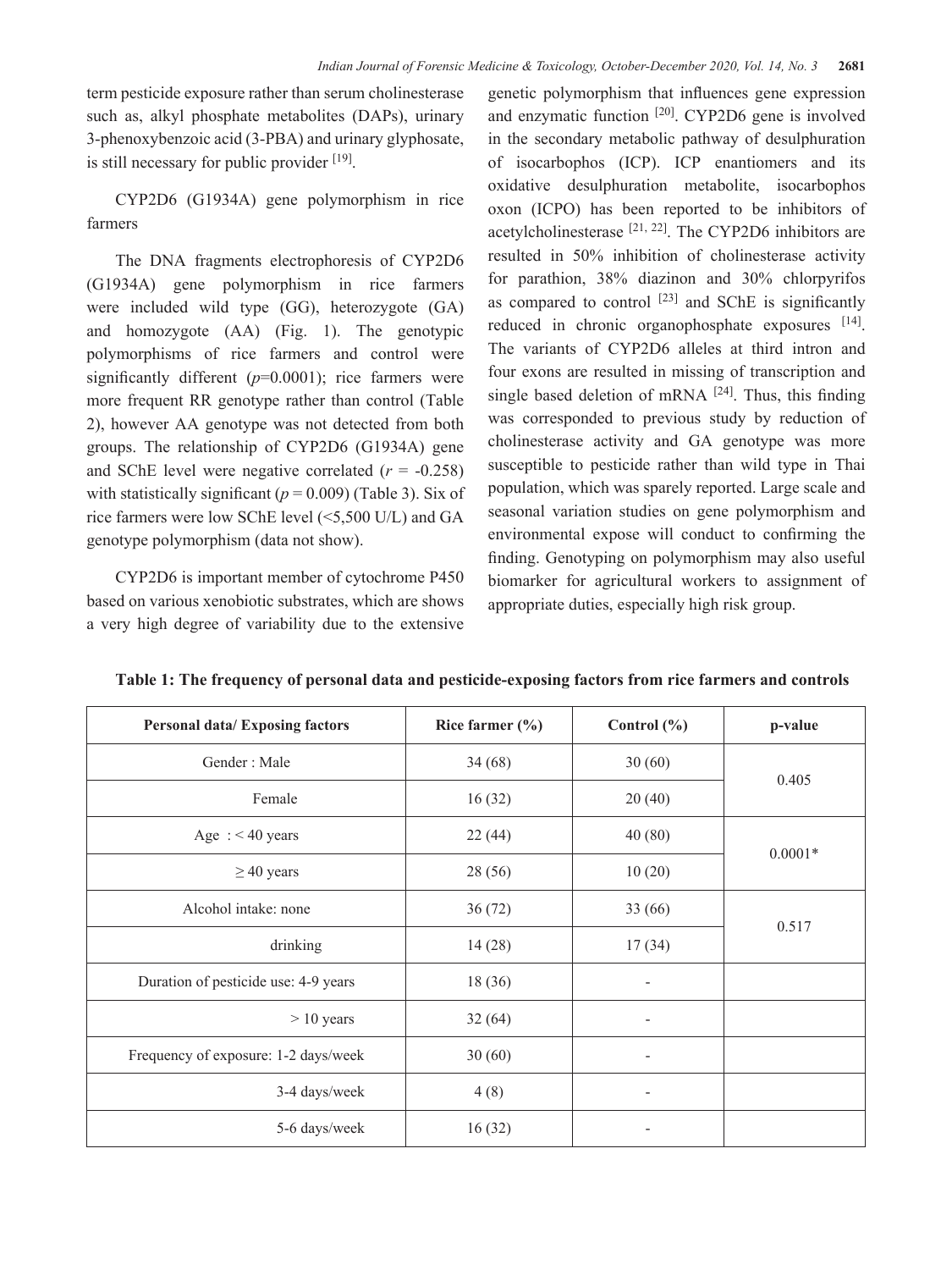term pesticide exposure rather than serum cholinesterase such as, alkyl phosphate metabolites (DAPs), urinary 3-phenoxybenzoic acid (3-PBA) and urinary glyphosate, is still necessary for public provider [19].

CYP2D6 (G1934A) gene polymorphism in rice farmers

The DNA fragments electrophoresis of CYP2D6 (G1934A) gene polymorphism in rice farmers were included wild type (GG), heterozygote (GA) and homozygote (AA) (Fig. 1). The genotypic polymorphisms of rice farmers and control were significantly different (*p*=0.0001); rice farmers were more frequent RR genotype rather than control (Table 2), however AA genotype was not detected from both groups. The relationship of CYP2D6 (G1934A) gene and SChE level were negative correlated ($r$ = -0.258) with statistically significant ($p$ = 0.009) (Table 3). Six of rice farmers were low SChE level (<5,500 U/L) and GA genotype polymorphism (data not show).

CYP2D6 is important member of cytochrome P450 based on various xenobiotic substrates, which are shows a very high degree of variability due to the extensive genetic polymorphism that influences gene expression and enzymatic function [20]. CYP2D6 gene is involved in the secondary metabolic pathway of desulphuration of isocarbophos (ICP). ICP enantiomers and its oxidative desulphuration metabolite, isocarbophos oxon (ICPO) has been reported to be inhibitors of acetylcholinesterase [21, 22]. The CYP2D6 inhibitors are resulted in 50% inhibition of cholinesterase activity for parathion, 38% diazinon and 30% chlorpyrifos as compared to control [23] and SChE is significantly reduced in chronic organophosphate exposures [14]. The variants of CYP2D6 alleles at third intron and four exons are resulted in missing of transcription and single based deletion of mRNA [24]. Thus, this finding was corresponded to previous study by reduction of cholinesterase activity and GA genotype was more susceptible to pesticide rather than wild type in Thai population, which was sparely reported. Large scale and seasonal variation studies on gene polymorphism and environmental expose will conduct to confirming the finding. Genotyping on polymorphism may also useful biomarker for agricultural workers to assignment of appropriate duties, especially high risk group.

**Table 1: The frequency of personal data and pesticide-exposing factors from rice farmers and controls**

| Personal data/ Exposing factors | Rice farmer (%) | Control (%) | p-value |
|---|---|---|---|
| Gender : Male | 34 (68) | 30 (60) | 0.405 |
| Female | 16 (32) | 20 (40) | |
| Age : < 40 years | 22 (44) | 40 (80) | 0.0001* |
| ≥ 40 years | 28 (56) | 10 (20) | |
| Alcohol intake: none | 36 (72) | 33 (66) | 0.517 |
| drinking | 14 (28) | 17 (34) | |
| Duration of pesticide use: 4-9 years | 18 (36) | - | |
| > 10 years | 32 (64) | - | |
| Frequency of exposure: 1-2 days/week | 30 (60) | - | |
| 3-4 days/week | 4 (8) | - | |
| 5-6 days/week | 16 (32) | - | |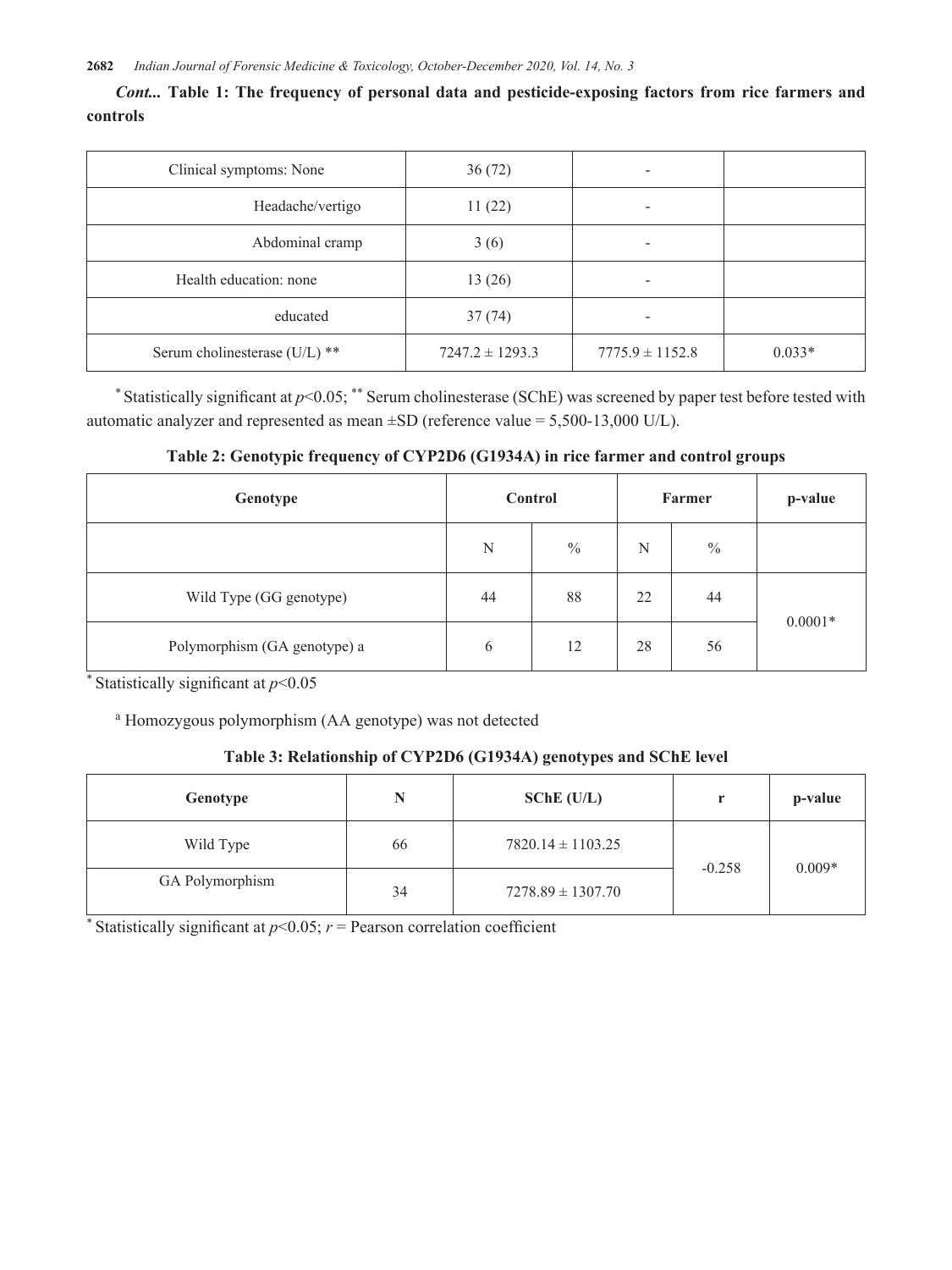***Cont...* Table 1: The frequency of personal data and pesticide-exposing factors from rice farmers and controls**

| | | | |
|---|---|---|---|
| Clinical symptoms: None | 36 (72) | - | |
| Headache/vertigo | 11 (22) | - | |
| Abdominal cramp | 3 (6) | - | |
| Health education: none | 13 (26) | - | |
| educated | 37 (74) | - | |
| Serum cholinesterase (U/L) ** | 7247.2 ± 1293.3 | 7775.9 ± 1152.8 | 0.033* |

[*] Statistically significant at $p<0.05$; [**] Serum cholinesterase (SChE) was screened by paper test before tested with automatic analyzer and represented as mean ±SD (reference value = 5,500-13,000 U/L).

**Table 2: Genotypic frequency of CYP2D6 (G1934A) in rice farmer and control groups**

| Genotype | Control | | Farmer | | p-value |
|---|---|---|---|---|---|
| | N | % | N | % | |
| Wild Type (GG genotype) | 44 | 88 | 22 | 44 | 0.0001* |
| Polymorphism (GA genotype) a | 6 | 12 | 28 | 56 | |

[*] Statistically significant at $p<0.05$

[a] Homozygous polymorphism (AA genotype) was not detected

**Table 3: Relationship of CYP2D6 (G1934A) genotypes and SChE level**

| Genotype | N | SChE (U/L) | r | p-value |
|---|---|---|---|---|
| Wild Type | 66 | 7820.14 ± 1103.25 | -0.258 | 0.009* |
| GA Polymorphism | 34 | 7278.89 ± 1307.70 | | |

[*] Statistically significant at $p<0.05$; $r$ = Pearson correlation coefficient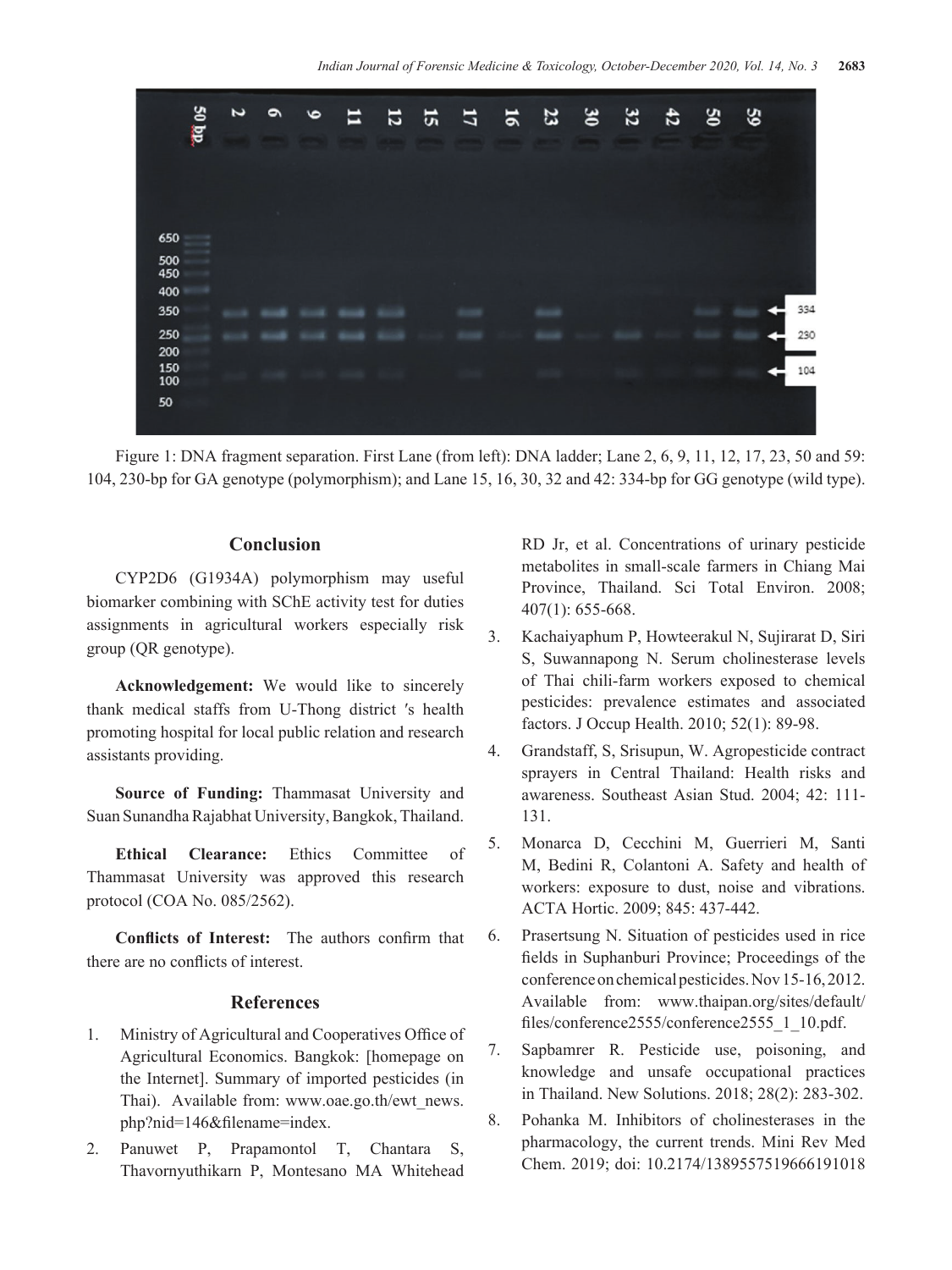Figure 1: DNA fragment separation. First Lane (from left): DNA ladder; Lane 2, 6, 9, 11, 12, 17, 23, 50 and 59: 104, 230-bp for GA genotype (polymorphism); and Lane 15, 16, 30, 32 and 42: 334-bp for GG genotype (wild type).

## Conclusion

CYP2D6 (G1934A) polymorphism may useful biomarker combining with SChE activity test for duties assignments in agricultural workers especially risk group (QR genotype).

**Acknowledgement:** We would like to sincerely thank medical staffs from U-Thong district ′s health promoting hospital for local public relation and research assistants providing.

**Source of Funding:** Thammasat University and Suan Sunandha Rajabhat University, Bangkok, Thailand.

**Ethical Clearance:** Ethics Committee of Thammasat University was approved this research protocol (COA No. 085/2562).

**Conflicts of Interest:** The authors confirm that there are no conflicts of interest.

## References

1. Ministry of Agricultural and Cooperatives Office of Agricultural Economics. Bangkok: [homepage on the Internet]. Summary of imported pesticides (in Thai). Available from: www.oae.go.th/ewt_news.php?nid=146&filename=index.
2. Panuwet P, Prapamontol T, Chantara S, Thavornyuthikarn P, Montesano MA Whitehead RD Jr, et al. Concentrations of urinary pesticide metabolites in small-scale farmers in Chiang Mai Province, Thailand. Sci Total Environ. 2008; 407(1): 655-668.
3. Kachaiyaphum P, Howteerakul N, Sujirarat D, Siri S, Suwannapong N. Serum cholinesterase levels of Thai chili-farm workers exposed to chemical pesticides: prevalence estimates and associated factors. J Occup Health. 2010; 52(1): 89-98.
4. Grandstaff, S, Srisupun, W. Agropesticide contract sprayers in Central Thailand: Health risks and awareness. Southeast Asian Stud. 2004; 42: 111-131.
5. Monarca D, Cecchini M, Guerrieri M, Santi M, Bedini R, Colantoni A. Safety and health of workers: exposure to dust, noise and vibrations. ACTA Hortic. 2009; 845: 437-442.
6. Prasertsung N. Situation of pesticides used in rice fields in Suphanburi Province; Proceedings of the conference on chemical pesticides. Nov 15-16, 2012. Available from: www.thaipan.org/sites/default/files/conference2555/conference2555_1_10.pdf.
7. Sapbamrer R. Pesticide use, poisoning, and knowledge and unsafe occupational practices in Thailand. New Solutions. 2018; 28(2): 283-302.
8. Pohanka M. Inhibitors of cholinesterases in the pharmacology, the current trends. Mini Rev Med Chem. 2019; doi: 10.2174/1389557519666191018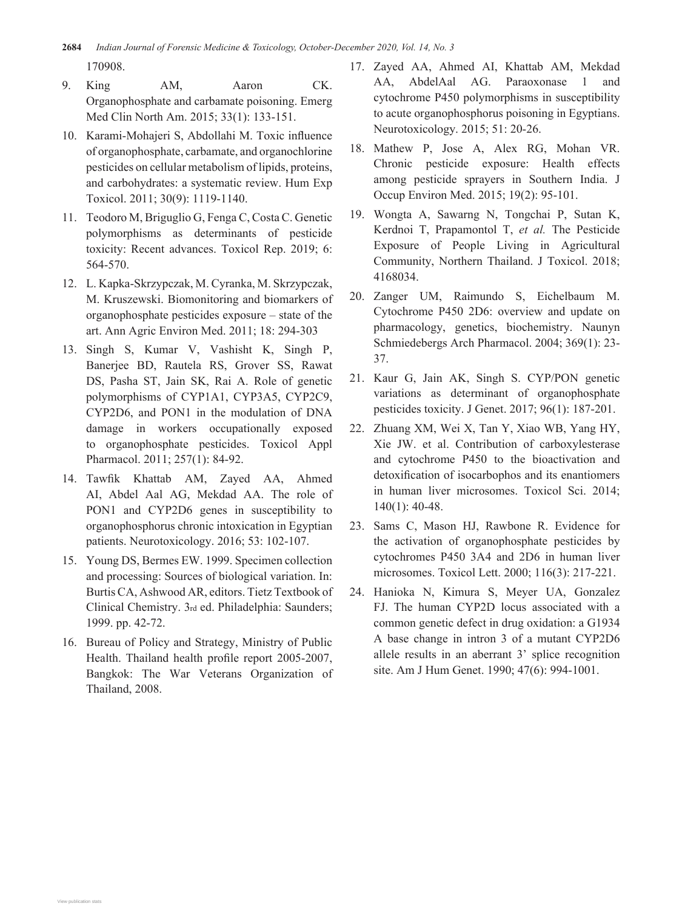170908.

9. King AM, Aaron CK. Organophosphate and carbamate poisoning. Emerg Med Clin North Am. 2015; 33(1): 133-151.
10. Karami-Mohajeri S, Abdollahi M. Toxic influence of organophosphate, carbamate, and organochlorine pesticides on cellular metabolism of lipids, proteins, and carbohydrates: a systematic review. Hum Exp Toxicol. 2011; 30(9): 1119-1140.
11. Teodoro M, Briguglio G, Fenga C, Costa C. Genetic polymorphisms as determinants of pesticide toxicity: Recent advances. Toxicol Rep. 2019; 6: 564-570.
12. L. Kapka-Skrzypczak, M. Cyranka, M. Skrzypczak, M. Kruszewski. Biomonitoring and biomarkers of organophosphate pesticides exposure – state of the art. Ann Agric Environ Med. 2011; 18: 294-303
13. Singh S, Kumar V, Vashisht K, Singh P, Banerjee BD, Rautela RS, Grover SS, Rawat DS, Pasha ST, Jain SK, Rai A. Role of genetic polymorphisms of CYP1A1, CYP3A5, CYP2C9, CYP2D6, and PON1 in the modulation of DNA damage in workers occupationally exposed to organophosphate pesticides. Toxicol Appl Pharmacol. 2011; 257(1): 84-92.
14. Tawfik Khattab AM, Zayed AA, Ahmed AI, Abdel Aal AG, Mekdad AA. The role of PON1 and CYP2D6 genes in susceptibility to organophosphorus chronic intoxication in Egyptian patients. Neurotoxicology. 2016; 53: 102-107.
15. Young DS, Bermes EW. 1999. Specimen collection and processing: Sources of biological variation. In: Burtis CA, Ashwood AR, editors. Tietz Textbook of Clinical Chemistry. 3rd ed. Philadelphia: Saunders; 1999. pp. 42-72.
16. Bureau of Policy and Strategy, Ministry of Public Health. Thailand health profile report 2005-2007, Bangkok: The War Veterans Organization of Thailand, 2008.
17. Zayed AA, Ahmed AI, Khattab AM, Mekdad AA, AbdelAal AG. Paraoxonase 1 and cytochrome P450 polymorphisms in susceptibility to acute organophosphorus poisoning in Egyptians. Neurotoxicology. 2015; 51: 20-26.
18. Mathew P, Jose A, Alex RG, Mohan VR. Chronic pesticide exposure: Health effects among pesticide sprayers in Southern India. J Occup Environ Med. 2015; 19(2): 95-101.
19. Wongta A, Sawarng N, Tongchai P, Sutan K, Kerdnoi T, Prapamontol T, *et al.* The Pesticide Exposure of People Living in Agricultural Community, Northern Thailand. J Toxicol. 2018; 4168034.
20. Zanger UM, Raimundo S, Eichelbaum M. Cytochrome P450 2D6: overview and update on pharmacology, genetics, biochemistry. Naunyn Schmiedebergs Arch Pharmacol. 2004; 369(1): 23-37.
21. Kaur G, Jain AK, Singh S. CYP/PON genetic variations as determinant of organophosphate pesticides toxicity. J Genet. 2017; 96(1): 187-201.
22. Zhuang XM, Wei X, Tan Y, Xiao WB, Yang HY, Xie JW. et al. Contribution of carboxylesterase and cytochrome P450 to the bioactivation and detoxification of isocarbophos and its enantiomers in human liver microsomes. Toxicol Sci. 2014; 140(1): 40-48.
23. Sams C, Mason HJ, Rawbone R. Evidence for the activation of organophosphate pesticides by cytochromes P450 3A4 and 2D6 in human liver microsomes. Toxicol Lett. 2000; 116(3): 217-221.
24. Hanioka N, Kimura S, Meyer UA, Gonzalez FJ. The human CYP2D locus associated with a common genetic defect in drug oxidation: a G1934 A base change in intron 3 of a mutant CYP2D6 allele results in an aberrant 3' splice recognition site. Am J Hum Genet. 1990; 47(6): 994-1001.